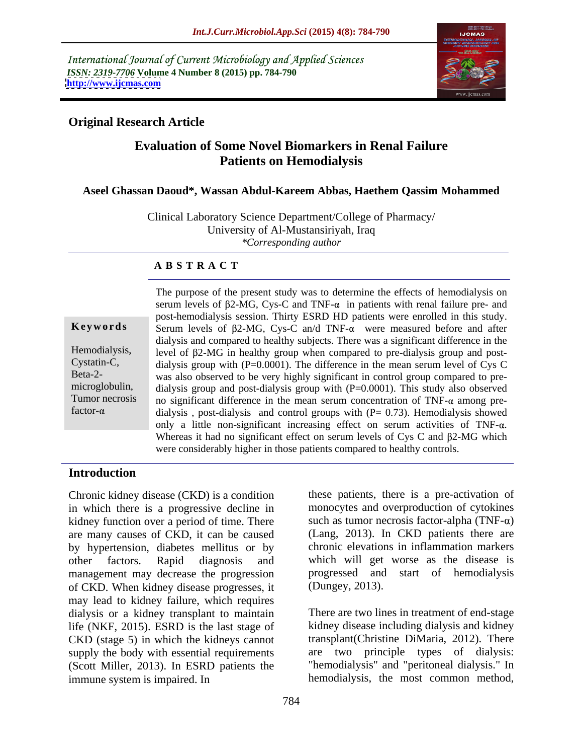International Journal of Current Microbiology and Applied Sciences
*ISSN: 2319-7706* **Volume 4 Number 8 (2015) pp. 784-790**
**http://www.ijcmas.com**

**Original Research Article**

# Evaluation of Some Novel Biomarkers in Renal Failure Patients on Hemodialysis

**Aseel Ghassan Daoud\*, Wassan Abdul-Kareem Abbas, Haethem Qassim Mohammed**

Clinical Laboratory Science Department/College of Pharmacy/
University of Al-Mustansiriyah, Iraq
*\*Corresponding author*

## ABSTRACT

**Keywords**

Hemodialysis, Cystatin-C, Beta-2-microglobulin, Tumor necrosis factor-α

The purpose of the present study was to determine the effects of hemodialysis on serum levels of β2-MG, Cys-C and TNF-α in patients with renal failure pre- and post-hemodialysis session. Thirty ESRD HD patients were enrolled in this study. Serum levels of β2-MG, Cys-C an/d TNF-α were measured before and after dialysis and compared to healthy subjects. There was a significant difference in the level of β2-MG in healthy group when compared to pre-dialysis group and post-dialysis group with (P=0.0001). The difference in the mean serum level of Cys C was also observed to be very highly significant in control group compared to pre-dialysis group and post-dialysis group with (P=0.0001). This study also observed no significant difference in the mean serum concentration of TNF-α among pre-dialysis , post-dialysis and control groups with (P= 0.73). Hemodialysis showed only a little non-significant increasing effect on serum activities of TNF-α. Whereas it had no significant effect on serum levels of Cys C and β2-MG which were considerably higher in those patients compared to healthy controls.

## Introduction

Chronic kidney disease (CKD) is a condition in which there is a progressive decline in kidney function over a period of time. There are many causes of CKD, it can be caused by hypertension, diabetes mellitus or by other factors. Rapid diagnosis and management may decrease the progression of CKD. When kidney disease progresses, it may lead to kidney failure, which requires dialysis or a kidney transplant to maintain life (NKF, 2015). ESRD is the last stage of CKD (stage 5) in which the kidneys cannot supply the body with essential requirements (Scott Miller, 2013). In ESRD patients the immune system is impaired. In these patients, there is a pre-activation of monocytes and overproduction of cytokines such as tumor necrosis factor-alpha (TNF-α) (Lang, 2013). In CKD patients there are chronic elevations in inflammation markers which will get worse as the disease is progressed and start of hemodialysis (Dungey, 2013).

There are two lines in treatment of end-stage kidney disease including dialysis and kidney transplant(Christine DiMaria, 2012). There are two principle types of dialysis: "hemodialysis" and "peritoneal dialysis." In hemodialysis, the most common method,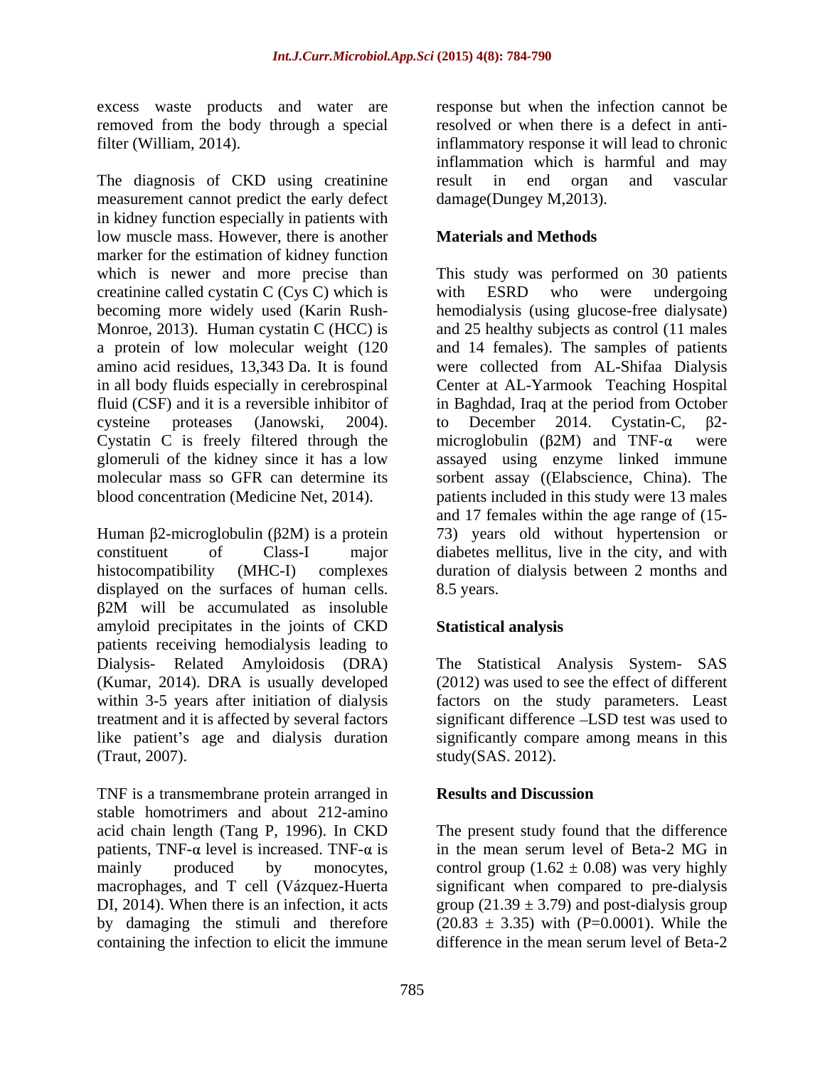excess waste products and water are removed from the body through a special filter (William, 2014).

The diagnosis of CKD using creatinine measurement cannot predict the early defect in kidney function especially in patients with low muscle mass. However, there is another marker for the estimation of kidney function which is newer and more precise than creatinine called cystatin C (Cys C) which is becoming more widely used (Karin Rush-Monroe, 2013). Human cystatin C (HCC) is a protein of low molecular weight (120 amino acid residues, 13,343 Da. It is found in all body fluids especially in cerebrospinal fluid (CSF) and it is a reversible inhibitor of cysteine proteases (Janowski, 2004). Cystatin C is freely filtered through the glomeruli of the kidney since it has a low molecular mass so GFR can determine its blood concentration (Medicine Net, 2014).

Human β2-microglobulin (β2M) is a protein constituent of Class-I major histocompatibility (MHC-I) complexes displayed on the surfaces of human cells. β2M will be accumulated as insoluble amyloid precipitates in the joints of CKD patients receiving hemodialysis leading to Dialysis- Related Amyloidosis (DRA) (Kumar, 2014). DRA is usually developed within 3-5 years after initiation of dialysis treatment and it is affected by several factors like patient's age and dialysis duration (Traut, 2007).

TNF is a transmembrane protein arranged in stable homotrimers and about 212-amino acid chain length (Tang P, 1996). In CKD patients, TNF-α level is increased. TNF-α is mainly produced by monocytes, macrophages, and T cell (Vázquez-Huerta DI, 2014). When there is an infection, it acts by damaging the stimuli and therefore containing the infection to elicit the immune response but when the infection cannot be resolved or when there is a defect in anti-inflammatory response it will lead to chronic inflammation which is harmful and may result in end organ and vascular damage(Dungey M,2013).

## Materials and Methods

This study was performed on 30 patients with ESRD who were undergoing hemodialysis (using glucose-free dialysate) and 25 healthy subjects as control (11 males and 14 females). The samples of patients were collected from AL-Shifaa Dialysis Center at AL-Yarmook Teaching Hospital in Baghdad, Iraq at the period from October to December 2014. Cystatin-C, β2-microglobulin (β2M) and TNF-α were assayed using enzyme linked immune sorbent assay ((Elabscience, China). The patients included in this study were 13 males and 17 females within the age range of (15-73) years old without hypertension or diabetes mellitus, live in the city, and with duration of dialysis between 2 months and 8.5 years.

## Statistical analysis

The Statistical Analysis System- SAS (2012) was used to see the effect of different factors on the study parameters. Least significant difference –LSD test was used to significantly compare among means in this study(SAS. 2012).

## Results and Discussion

The present study found that the difference in the mean serum level of Beta-2 MG in control group (1.62 ± 0.08) was very highly significant when compared to pre-dialysis group (21.39 ± 3.79) and post-dialysis group (20.83 ± 3.35) with (P=0.0001). While the difference in the mean serum level of Beta-2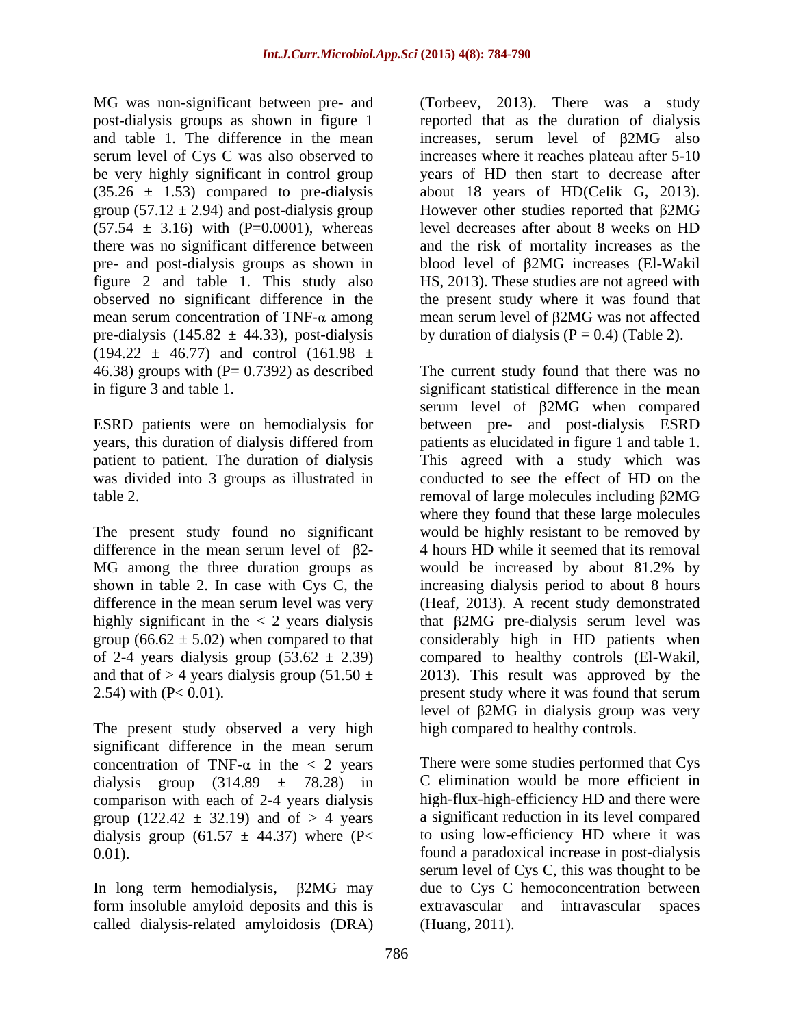MG was non-significant between pre- and post-dialysis groups as shown in figure 1 and table 1. The difference in the mean serum level of Cys C was also observed to be very highly significant in control group ($35.26 \pm 1.53$) compared to pre-dialysis group ($57.12 \pm 2.94$) and post-dialysis group ($57.54 \pm 3.16$) with (P=0.0001), whereas there was no significant difference between pre- and post-dialysis groups as shown in figure 2 and table 1. This study also observed no significant difference in the mean serum concentration of TNF-α among pre-dialysis ($145.82 \pm 44.33$), post-dialysis ($194.22 \pm 46.77$) and control ($161.98 \pm 46.38$) groups with (P= 0.7392) as described in figure 3 and table 1.

ESRD patients were on hemodialysis for years, this duration of dialysis differed from patient to patient. The duration of dialysis was divided into 3 groups as illustrated in table 2.

The present study found no significant difference in the mean serum level of β2-MG among the three duration groups as shown in table 2. In case with Cys C, the difference in the mean serum level was very highly significant in the < 2 years dialysis group ($66.62 \pm 5.02$) when compared to that of 2-4 years dialysis group ($53.62 \pm 2.39$) and that of > 4 years dialysis group ($51.50 \pm 2.54$) with (P< 0.01).

The present study observed a very high significant difference in the mean serum concentration of TNF-α in the < 2 years dialysis group ($314.89 \pm 78.28$) in comparison with each of 2-4 years dialysis group ($122.42 \pm 32.19$) and of > 4 years dialysis group ($61.57 \pm 44.37$) where (P< 0.01).

In long term hemodialysis, β2MG may form insoluble amyloid deposits and this is called dialysis-related amyloidosis (DRA) (Torbeev, 2013). There was a study reported that as the duration of dialysis increases, serum level of β2MG also increases where it reaches plateau after 5-10 years of HD then start to decrease after about 18 years of HD(Celik G, 2013). However other studies reported that β2MG level decreases after about 8 weeks on HD and the risk of mortality increases as the blood level of β2MG increases (El-Wakil HS, 2013). These studies are not agreed with the present study where it was found that mean serum level of β2MG was not affected by duration of dialysis (P = 0.4) (Table 2).

The current study found that there was no significant statistical difference in the mean serum level of β2MG when compared between pre- and post-dialysis ESRD patients as elucidated in figure 1 and table 1. This agreed with a study which was conducted to see the effect of HD on the removal of large molecules including β2MG where they found that these large molecules would be highly resistant to be removed by 4 hours HD while it seemed that its removal would be increased by about 81.2% by increasing dialysis period to about 8 hours (Heaf, 2013). A recent study demonstrated that β2MG pre-dialysis serum level was considerably high in HD patients when compared to healthy controls (El-Wakil, 2013). This result was approved by the present study where it was found that serum level of β2MG in dialysis group was very high compared to healthy controls.

There were some studies performed that Cys C elimination would be more efficient in high-flux-high-efficiency HD and there were a significant reduction in its level compared to using low-efficiency HD where it was found a paradoxical increase in post-dialysis serum level of Cys C, this was thought to be due to Cys C hemoconcentration between extravascular and intravascular spaces (Huang, 2011).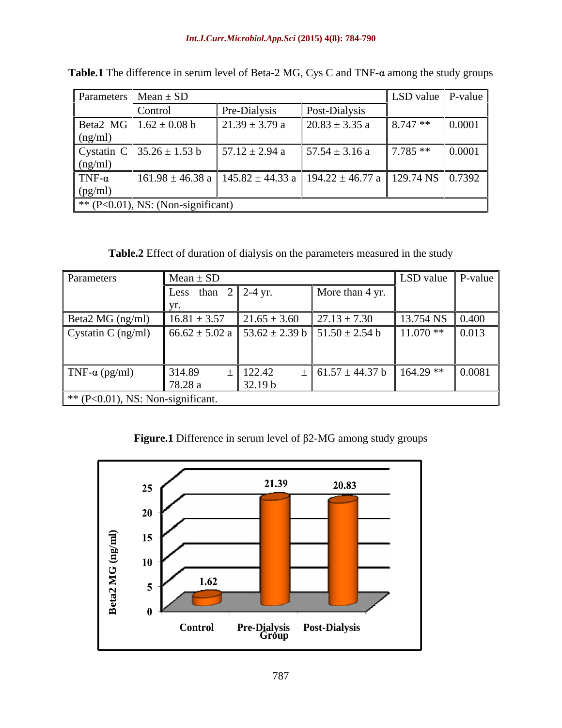**Table.1** The difference in serum level of Beta-2 MG, Cys C and TNF-α among the study groups

| Parameters | Mean ± SD | | | LSD value | P-value |
|---|---|---|---|---|---|
| | Control | Pre-Dialysis | Post-Dialysis | | |
| Beta2 MG (ng/ml) | 1.62 ± 0.08 b | 21.39 ± 3.79 a | 20.83 ± 3.35 a | 8.747 ** | 0.0001 |
| Cystatin C (ng/ml) | 35.26 ± 1.53 b | 57.12 ± 2.94 a | 57.54 ± 3.16 a | 7.785 ** | 0.0001 |
| TNF-α (pg/ml) | 161.98 ± 46.38 a | 145.82 ± 44.33 a | 194.22 ± 46.77 a | 129.74 NS | 0.7392 |
| ** (P<0.01), NS: (Non-significant) | | | | | |

**Table.2** Effect of duration of dialysis on the parameters measured in the study

| Parameters | Mean ± SD | | | LSD value | P-value |
|---|---|---|---|---|---|
| | Less than 2 yr. | 2-4 yr. | More than 4 yr. | | |
| Beta2 MG (ng/ml) | 16.81 ± 3.57 | 21.65 ± 3.60 | 27.13 ± 7.30 | 13.754 NS | 0.400 |
| Cystatin C (ng/ml) | 66.62 ± 5.02 a | 53.62 ± 2.39 b | 51.50 ± 2.54 b | 11.070 ** | 0.013 |
| TNF-α (pg/ml) | 314.89 ± 78.28 a | 122.42 ± 32.19 b | 61.57 ± 44.37 b | 164.29 ** | 0.0081 |
| ** (P<0.01), NS: Non-significant. | | | | | |

**Figure.1** Difference in serum level of β2-MG among study groups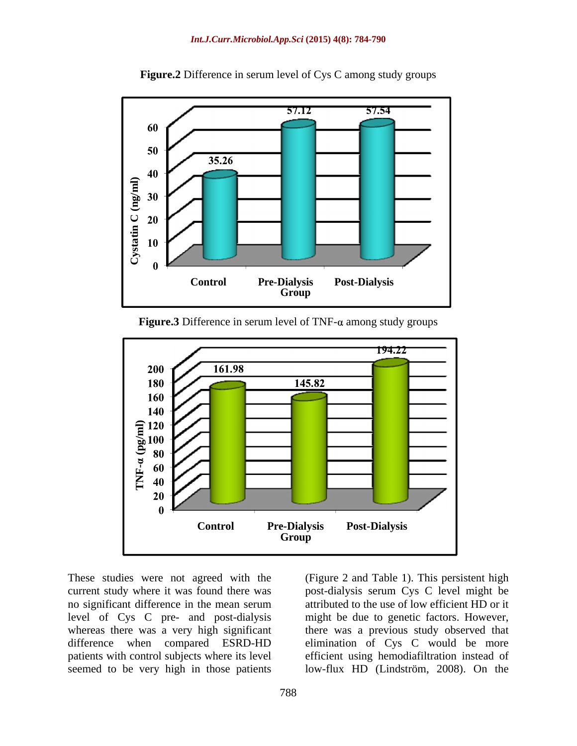**Figure.2** Difference in serum level of Cys C among study groups

**Figure.3** Difference in serum level of TNF-α among study groups

These studies were not agreed with the current study where it was found there was no significant difference in the mean serum level of Cys C pre- and post-dialysis whereas there was a very high significant difference when compared ESRD-HD patients with control subjects where its level seemed to be very high in those patients (Figure 2 and Table 1). This persistent high post-dialysis serum Cys C level might be attributed to the use of low efficient HD or it might be due to genetic factors. However, there was a previous study observed that elimination of Cys C would be more efficient using hemodiafiltration instead of low-flux HD (Lindström, 2008). On the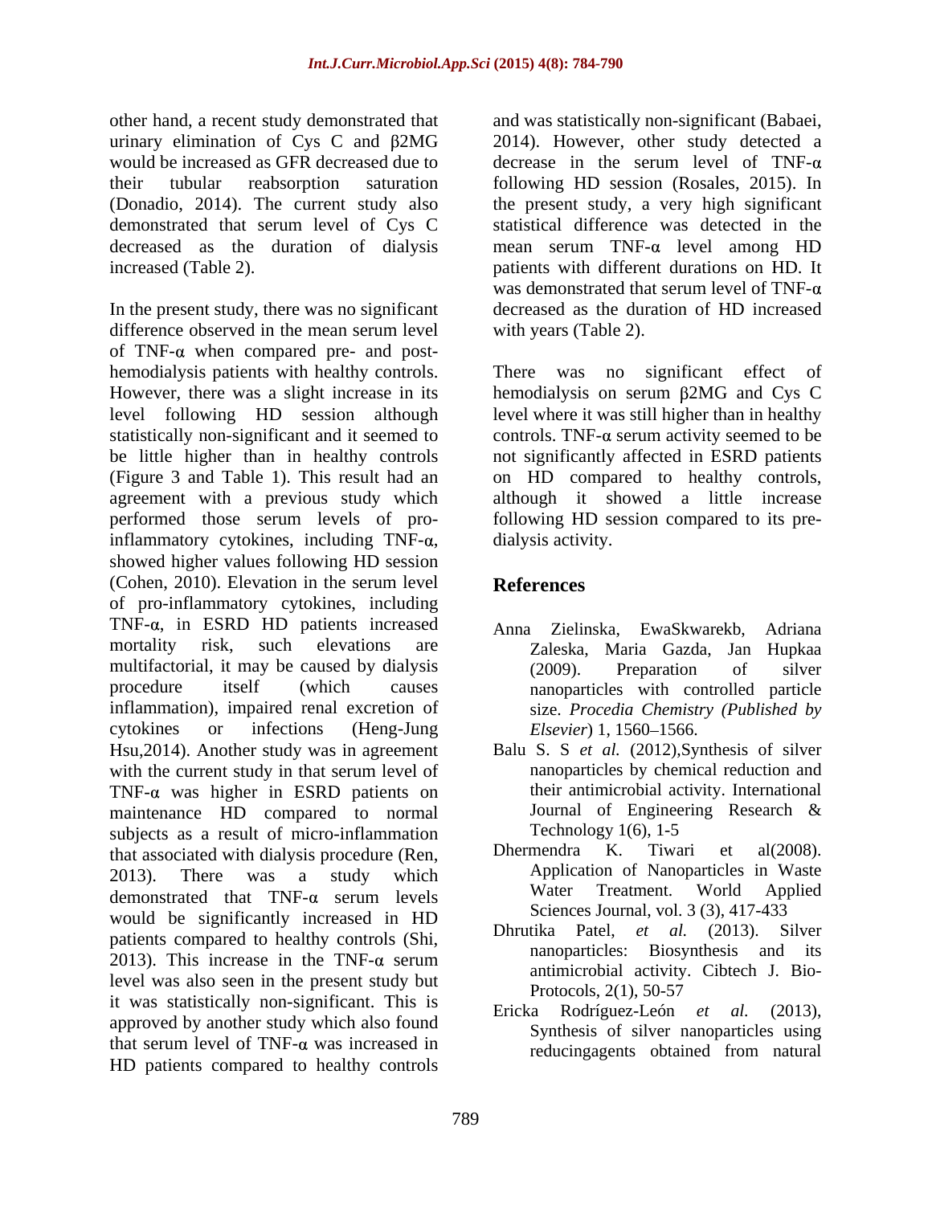other hand, a recent study demonstrated that urinary elimination of Cys C and β2MG would be increased as GFR decreased due to their tubular reabsorption saturation (Donadio, 2014). The current study also demonstrated that serum level of Cys C decreased as the duration of dialysis increased (Table 2).

In the present study, there was no significant difference observed in the mean serum level of TNF-α when compared pre- and post-hemodialysis patients with healthy controls. However, there was a slight increase in its level following HD session although statistically non-significant and it seemed to be little higher than in healthy controls (Figure 3 and Table 1). This result had an agreement with a previous study which performed those serum levels of pro-inflammatory cytokines, including TNF-α, showed higher values following HD session (Cohen, 2010). Elevation in the serum level of pro-inflammatory cytokines, including TNF-α, in ESRD HD patients increased mortality risk, such elevations are multifactorial, it may be caused by dialysis procedure itself (which causes inflammation), impaired renal excretion of cytokines or infections (Heng-Jung Hsu,2014). Another study was in agreement with the current study in that serum level of TNF-α was higher in ESRD patients on maintenance HD compared to normal subjects as a result of micro-inflammation that associated with dialysis procedure (Ren, 2013). There was a study which demonstrated that TNF-α serum levels would be significantly increased in HD patients compared to healthy controls (Shi, 2013). This increase in the TNF-α serum level was also seen in the present study but it was statistically non-significant. This is approved by another study which also found that serum level of TNF-α was increased in HD patients compared to healthy controls and was statistically non-significant (Babaei, 2014). However, other study detected a decrease in the serum level of TNF-α following HD session (Rosales, 2015). In the present study, a very high significant statistical difference was detected in the mean serum TNF-α level among HD patients with different durations on HD. It was demonstrated that serum level of TNF-α decreased as the duration of HD increased with years (Table 2).

There was no significant effect of hemodialysis on serum β2MG and Cys C level where it was still higher than in healthy controls. TNF-α serum activity seemed to be not significantly affected in ESRD patients on HD compared to healthy controls, although it showed a little increase following HD session compared to its pre-dialysis activity.

## References

- Anna Zielinska, EwaSkwarekb, Adriana Zaleska, Maria Gazda, Jan Hupkaa (2009). Preparation of silver nanoparticles with controlled particle size. *Procedia Chemistry (Published by Elsevier*) 1, 1560–1566.
- Balu S. S *et al.* (2012),Synthesis of silver nanoparticles by chemical reduction and their antimicrobial activity. International Journal of Engineering Research & Technology 1(6), 1-5
- Dhermendra K. Tiwari et al(2008). Application of Nanoparticles in Waste Water Treatment. World Applied Sciences Journal, vol. 3 (3), 417-433
- Dhrutika Patel, *et al.* (2013). Silver nanoparticles: Biosynthesis and its antimicrobial activity. Cibtech J. Bio-Protocols, 2(1), 50-57
- Ericka Rodríguez-León *et al.* (2013), Synthesis of silver nanoparticles using reducingagents obtained from natural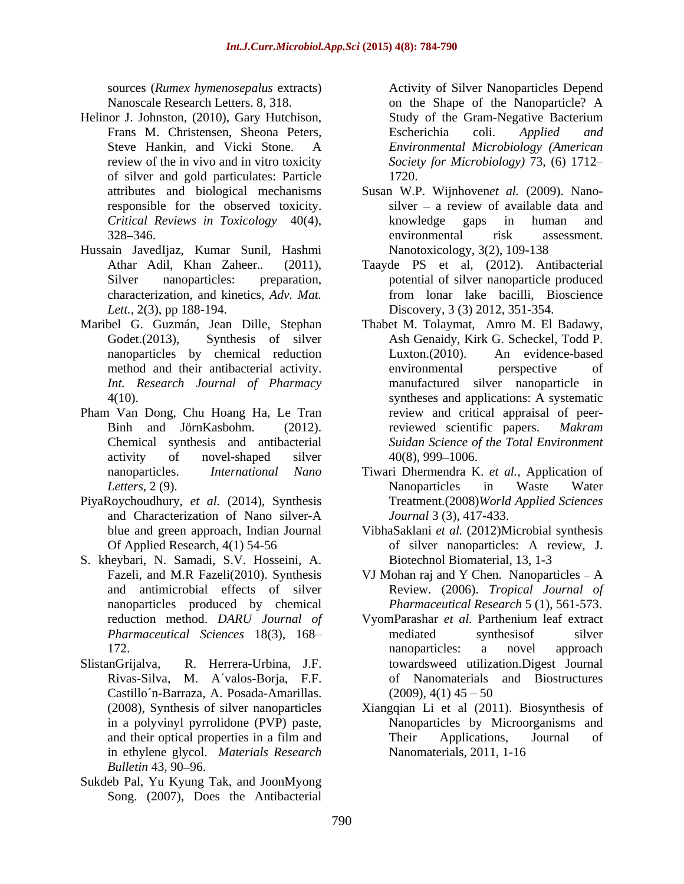sources (*Rumex hymenosepalus* extracts) Nanoscale Research Letters. 8, 318.

Helinor J. Johnston, (2010), Gary Hutchison, Frans M. Christensen, Sheona Peters, Steve Hankin, and Vicki Stone. A review of the in vivo and in vitro toxicity of silver and gold particulates: Particle attributes and biological mechanisms responsible for the observed toxicity. *Critical Reviews in Toxicology* 40(4), 328–346.

Hussain JavedIjaz, Kumar Sunil, Hashmi Athar Adil, Khan Zaheer.. (2011), Silver nanoparticles: preparation, characterization, and kinetics, *Adv. Mat. Lett.*, 2(3), pp 188-194.

Maribel G. Guzmán, Jean Dille, Stephan Godet.(2013), Synthesis of silver nanoparticles by chemical reduction method and their antibacterial activity. *Int. Research Journal of Pharmacy* 4(10).

Pham Van Dong, Chu Hoang Ha, Le Tran Binh and JörnKasbohm. (2012). Chemical synthesis and antibacterial activity of novel-shaped silver nanoparticles. *International Nano Letters*, 2 (9).

PiyaRoychoudhury, *et al.* (2014), Synthesis and Characterization of Nano silver-A blue and green approach, Indian Journal Of Applied Research, 4(1) 54-56

S. kheybari, N. Samadi, S.V. Hosseini, A. Fazeli, and M.R Fazeli(2010). Synthesis and antimicrobial effects of silver nanoparticles produced by chemical reduction method. *DARU Journal of Pharmaceutical Sciences* 18(3), 168–172.

SlistanGrijalva, R. Herrera-Urbina, J.F. Rivas-Silva, M. A´valos-Borja, F.F. Castillo´n-Barraza, A. Posada-Amarillas. (2008), Synthesis of silver nanoparticles in a polyvinyl pyrrolidone (PVP) paste, and their optical properties in a film and in ethylene glycol. *Materials Research Bulletin* 43, 90–96.

Sukdeb Pal, Yu Kyung Tak, and JoonMyong Song. (2007), Does the Antibacterial Activity of Silver Nanoparticles Depend on the Shape of the Nanoparticle? A Study of the Gram-Negative Bacterium Escherichia coli. *Applied and Environmental Microbiology (American Society for Microbiology)* 73, (6) 1712–1720.

Susan W.P. Wijnhoven*et al.* (2009). Nano-silver – a review of available data and knowledge gaps in human and environmental risk assessment. Nanotoxicology, 3(2), 109-138

Taayde PS et al, (2012). Antibacterial potential of silver nanoparticle produced from lonar lake bacilli, Bioscience Discovery, 3 (3) 2012, 351-354.

Thabet M. Tolaymat, Amro M. El Badawy, Ash Genaidy, Kirk G. Scheckel, Todd P. Luxton.(2010). An evidence-based environmental perspective of manufactured silver nanoparticle in syntheses and applications: A systematic review and critical appraisal of peer-reviewed scientific papers. *Makram Suidan Science of the Total Environment* 40(8), 999–1006.

Tiwari Dhermendra K. *et al.*, Application of Nanoparticles in Waste Water Treatment.(2008)*World Applied Sciences Journal* 3 (3), 417-433.

VibhaSaklani *et al.* (2012)Microbial synthesis of silver nanoparticles: A review, J. Biotechnol Biomaterial, 13, 1-3

VJ Mohan raj and Y Chen. Nanoparticles – A Review. (2006). *Tropical Journal of Pharmaceutical Research* 5 (1), 561-573.

VyomParashar *et al.* Parthenium leaf extract mediated synthesisof silver nanoparticles: a novel approach towardsweed utilization.Digest Journal of Nanomaterials and Biostructures (2009), 4(1) 45 – 50

Xiangqian Li et al (2011). Biosynthesis of Nanoparticles by Microorganisms and Their Applications, Journal of Nanomaterials, 2011, 1-16